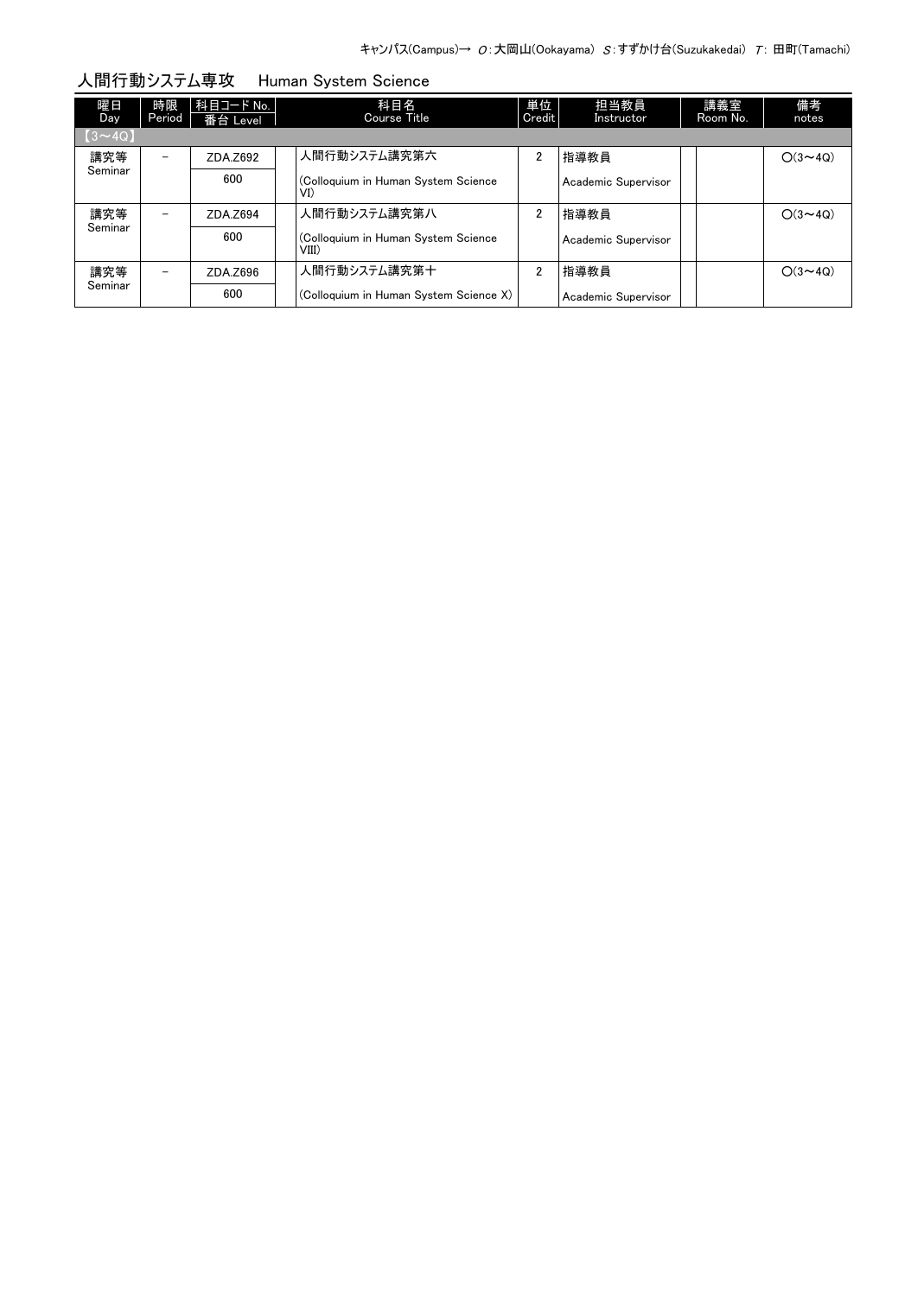キャンパス(Campus)→ O：大岡山(Ookayama) S：すずかけ台(Suzukakedai) T: 田町(Tamachi)

## 人間行動システム専攻　Human System Science

| 曜日 Day | 時限 Period | 科目コード No. 番台 Level | 科目名 Course Title | 単位 Credit | 担当教員 Instructor | 講義室 Room No. | 備考 notes |
|---|---|---|---|---|---|---|---|
| 【3～4Q】 | | | | | | | |
| 講究等 Seminar | － | ZDA.Z692 600 | 人間行動システム講究第六 (Colloquium in Human System Science VI) | 2 | 指導教員 Academic Supervisor | | ○(3～4Q) |
| 講究等 Seminar | － | ZDA.Z694 600 | 人間行動システム講究第八 (Colloquium in Human System Science VIII) | 2 | 指導教員 Academic Supervisor | | ○(3～4Q) |
| 講究等 Seminar | － | ZDA.Z696 600 | 人間行動システム講究第十 (Colloquium in Human System Science X) | 2 | 指導教員 Academic Supervisor | | ○(3～4Q) |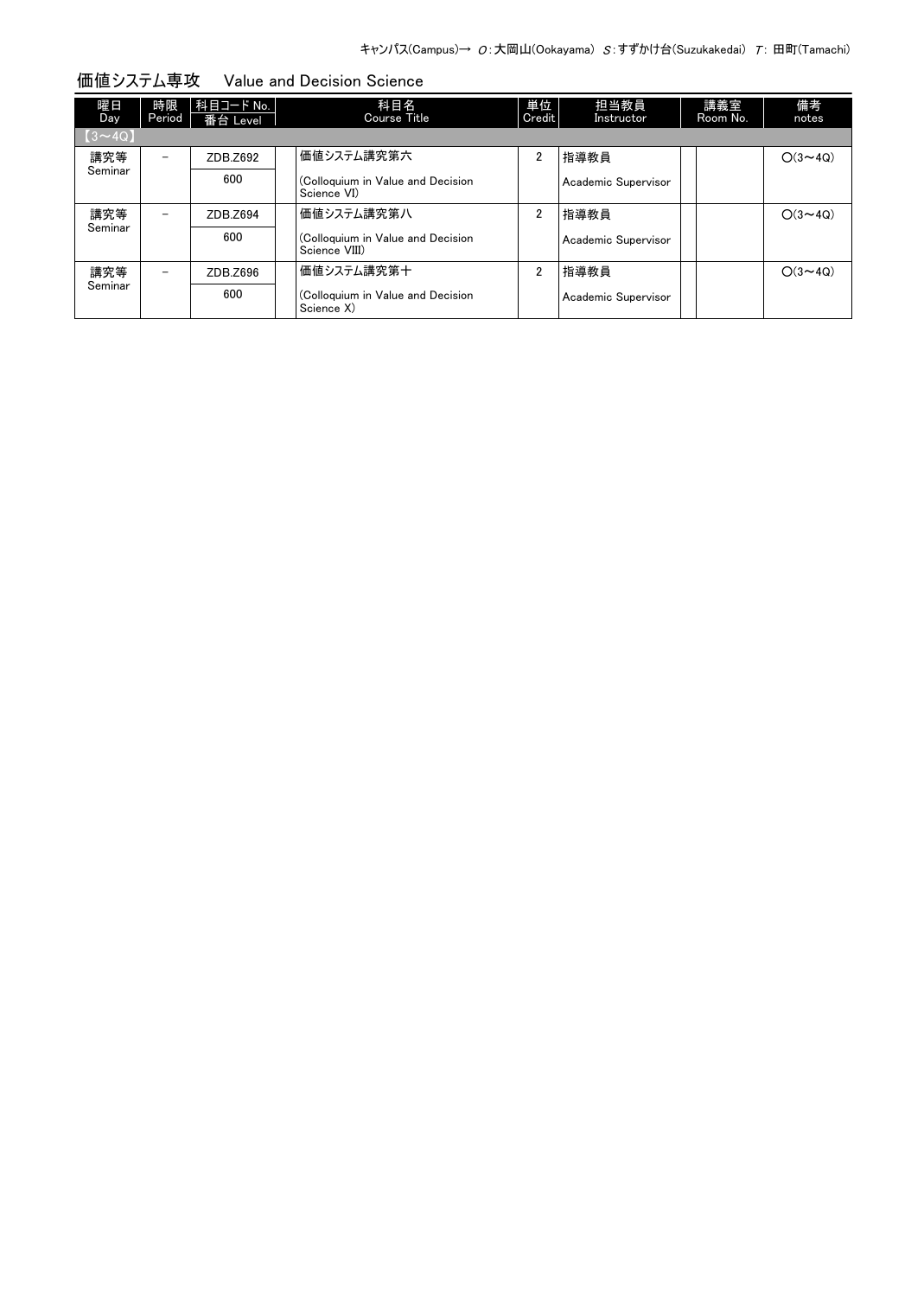キャンパス(Campus)→ O:大岡山(Ookayama) S:すずかけ台(Suzukakedai) T: 田町(Tamachi)

## 価値システム専攻　Value and Decision Science

| 曜日 Day | 時限 Period | 科目コード No. 番台 Level | 科目名 Course Title | 単位 Credit | 担当教員 Instructor | 講義室 Room No. | 備考 notes |
|---|---|---|---|---|---|---|---|
| 【3～4Q】 | | | | | | | |
| 講究等 Seminar | − | ZDB.Z692 600 | 価値システム講究第六 (Colloquium in Value and Decision Science VI) | 2 | 指導教員 Academic Supervisor | | O(3～4Q) |
| 講究等 Seminar | − | ZDB.Z694 600 | 価値システム講究第八 (Colloquium in Value and Decision Science VIII) | 2 | 指導教員 Academic Supervisor | | O(3～4Q) |
| 講究等 Seminar | − | ZDB.Z696 600 | 価値システム講究第十 (Colloquium in Value and Decision Science X) | 2 | 指導教員 Academic Supervisor | | O(3～4Q) |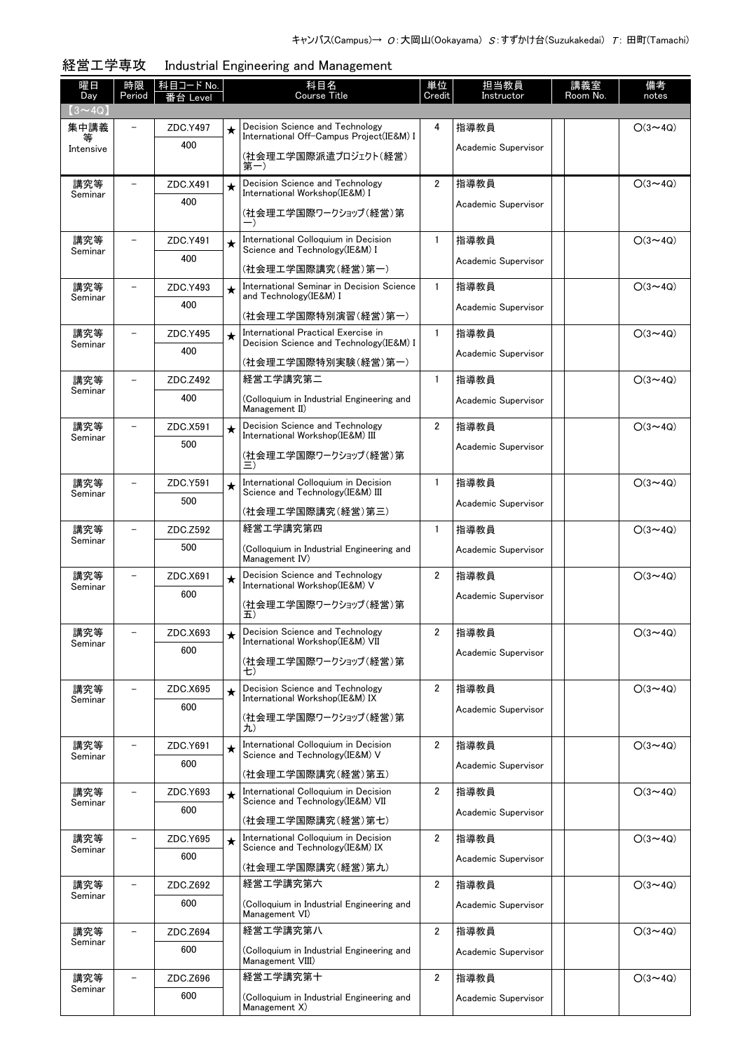キャンパス(Campus)→ O：大岡山(Ookayama) S：すずかけ台(Suzukakedai) T: 田町(Tamachi)

## 経営工学専攻　Industrial Engineering and Management

| 曜日 Day | 時限 Period | 科目コード No. 番台 Level | | 科目名 Course Title | 単位 Credit | 担当教員 Instructor | | 講義室 Room No. | 備考 notes |
|---|---|---|---|---|---|---|---|---|---|
| 【3～4Q】 | | | | | | | | | |
| 集中講義等 Intensive | – | ZDC.Y497 400 | ★ | Decision Science and Technology International Off-Campus Project(IE&M) I (社会理工学国際派遣プロジェクト(経営)第一) | 4 | 指導教員 Academic Supervisor | | | O(3～4Q) |
| 講究等 Seminar | – | ZDC.X491 400 | ★ | Decision Science and Technology International Workshop(IE&M) I (社会理工学国際ワークショップ(経営)第一) | 2 | 指導教員 Academic Supervisor | | | O(3～4Q) |
| 講究等 Seminar | – | ZDC.Y491 400 | ★ | International Colloquium in Decision Science and Technology(IE&M) I (社会理工学国際講究(経営)第一) | 1 | 指導教員 Academic Supervisor | | | O(3～4Q) |
| 講究等 Seminar | – | ZDC.Y493 400 | ★ | International Seminar in Decision Science and Technology(IE&M) I (社会理工学国際特別演習(経営)第一) | 1 | 指導教員 Academic Supervisor | | | O(3～4Q) |
| 講究等 Seminar | – | ZDC.Y495 400 | ★ | International Practical Exercise in Decision Science and Technology(IE&M) I (社会理工学国際特別実験(経営)第一) | 1 | 指導教員 Academic Supervisor | | | O(3～4Q) |
| 講究等 Seminar | – | ZDC.Z492 400 | | 経営工学講究第二 (Colloquium in Industrial Engineering and Management II) | 1 | 指導教員 Academic Supervisor | | | O(3～4Q) |
| 講究等 Seminar | – | ZDC.X591 500 | ★ | Decision Science and Technology International Workshop(IE&M) III (社会理工学国際ワークショップ(経営)第三) | 2 | 指導教員 Academic Supervisor | | | O(3～4Q) |
| 講究等 Seminar | – | ZDC.Y591 500 | ★ | International Colloquium in Decision Science and Technology(IE&M) III (社会理工学国際講究(経営)第三) | 1 | 指導教員 Academic Supervisor | | | O(3～4Q) |
| 講究等 Seminar | – | ZDC.Z592 500 | | 経営工学講究第四 (Colloquium in Industrial Engineering and Management IV) | 1 | 指導教員 Academic Supervisor | | | O(3～4Q) |
| 講究等 Seminar | – | ZDC.X691 600 | ★ | Decision Science and Technology International Workshop(IE&M) V (社会理工学国際ワークショップ(経営)第五) | 2 | 指導教員 Academic Supervisor | | | O(3～4Q) |
| 講究等 Seminar | – | ZDC.X693 600 | ★ | Decision Science and Technology International Workshop(IE&M) VII (社会理工学国際ワークショップ(経営)第七) | 2 | 指導教員 Academic Supervisor | | | O(3～4Q) |
| 講究等 Seminar | – | ZDC.X695 600 | ★ | Decision Science and Technology International Workshop(IE&M) IX (社会理工学国際ワークショップ(経営)第九) | 2 | 指導教員 Academic Supervisor | | | O(3～4Q) |
| 講究等 Seminar | – | ZDC.Y691 600 | ★ | International Colloquium in Decision Science and Technology(IE&M) V (社会理工学国際講究(経営)第五) | 2 | 指導教員 Academic Supervisor | | | O(3～4Q) |
| 講究等 Seminar | – | ZDC.Y693 600 | ★ | International Colloquium in Decision Science and Technology(IE&M) VII (社会理工学国際講究(経営)第七) | 2 | 指導教員 Academic Supervisor | | | O(3～4Q) |
| 講究等 Seminar | – | ZDC.Y695 600 | ★ | International Colloquium in Decision Science and Technology(IE&M) IX (社会理工学国際講究(経営)第九) | 2 | 指導教員 Academic Supervisor | | | O(3～4Q) |
| 講究等 Seminar | – | ZDC.Z692 600 | | 経営工学講究第六 (Colloquium in Industrial Engineering and Management VI) | 2 | 指導教員 Academic Supervisor | | | O(3～4Q) |
| 講究等 Seminar | – | ZDC.Z694 600 | | 経営工学講究第八 (Colloquium in Industrial Engineering and Management VIII) | 2 | 指導教員 Academic Supervisor | | | O(3～4Q) |
| 講究等 Seminar | – | ZDC.Z696 600 | | 経営工学講究第十 (Colloquium in Industrial Engineering and Management X) | 2 | 指導教員 Academic Supervisor | | | O(3～4Q) |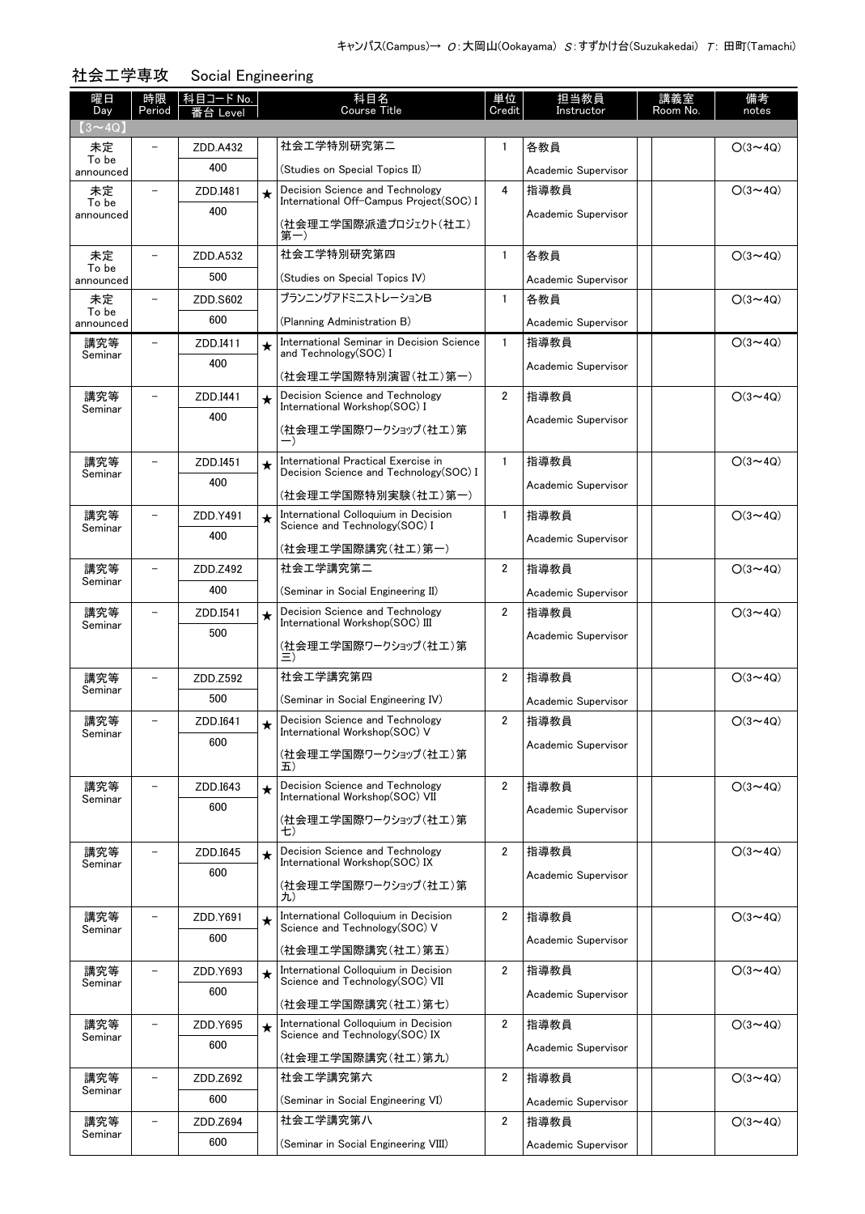キャンパス(Campus)→ O:大岡山(Ookayama) S:すずかけ台(Suzukakedai) T: 田町(Tamachi)

## 社会工学専攻　Social Engineering

| 曜日 Day | 時限 Period | 科目コード No. 番台 Level | | 科目名 Course Title | 単位 Credit | 担当教員 Instructor | | 講義室 Room No. | 備考 notes |
|---|---|---|---|---|---|---|---|---|---|
| 【3～4Q】 | | | | | | | | | |
| 未定 To be announced | － | ZDD.A432 400 | | 社会工学特別研究第二 (Studies on Special Topics II) | 1 | 各教員 Academic Supervisor | | | O(3～4Q) |
| 未定 To be announced | － | ZDD.I481 400 | ★ | Decision Science and Technology International Off-Campus Project(SOC) I (社会理工学国際派遣プロジェクト(社工)第一) | 4 | 指導教員 Academic Supervisor | | | O(3～4Q) |
| 未定 To be announced | － | ZDD.A532 500 | | 社会工学特別研究第四 (Studies on Special Topics IV) | 1 | 各教員 Academic Supervisor | | | O(3～4Q) |
| 未定 To be announced | － | ZDD.S602 600 | | プランニングアドミニストレーションB (Planning Administration B) | 1 | 各教員 Academic Supervisor | | | O(3～4Q) |
| 講究等 Seminar | － | ZDD.I411 400 | ★ | International Seminar in Decision Science and Technology(SOC) I (社会理工学国際特別演習(社工)第一) | 1 | 指導教員 Academic Supervisor | | | O(3～4Q) |
| 講究等 Seminar | － | ZDD.I441 400 | ★ | Decision Science and Technology International Workshop(SOC) I (社会理工学国際ワークショップ(社工)第一) | 2 | 指導教員 Academic Supervisor | | | O(3～4Q) |
| 講究等 Seminar | － | ZDD.I451 400 | ★ | International Practical Exercise in Decision Science and Technology(SOC) I (社会理工学国際特別実験(社工)第一) | 1 | 指導教員 Academic Supervisor | | | O(3～4Q) |
| 講究等 Seminar | － | ZDD.Y491 400 | ★ | International Colloquium in Decision Science and Technology(SOC) I (社会理工学国際講究(社工)第一) | 1 | 指導教員 Academic Supervisor | | | O(3～4Q) |
| 講究等 Seminar | － | ZDD.Z492 400 | | 社会工学講究第二 (Seminar in Social Engineering II) | 2 | 指導教員 Academic Supervisor | | | O(3～4Q) |
| 講究等 Seminar | － | ZDD.I541 500 | ★ | Decision Science and Technology International Workshop(SOC) III (社会理工学国際ワークショップ(社工)第三) | 2 | 指導教員 Academic Supervisor | | | O(3～4Q) |
| 講究等 Seminar | － | ZDD.Z592 500 | | 社会工学講究第四 (Seminar in Social Engineering IV) | 2 | 指導教員 Academic Supervisor | | | O(3～4Q) |
| 講究等 Seminar | － | ZDD.I641 600 | ★ | Decision Science and Technology International Workshop(SOC) V (社会理工学国際ワークショップ(社工)第五) | 2 | 指導教員 Academic Supervisor | | | O(3～4Q) |
| 講究等 Seminar | － | ZDD.I643 600 | ★ | Decision Science and Technology International Workshop(SOC) VII (社会理工学国際ワークショップ(社工)第七) | 2 | 指導教員 Academic Supervisor | | | O(3～4Q) |
| 講究等 Seminar | － | ZDD.I645 600 | ★ | Decision Science and Technology International Workshop(SOC) IX (社会理工学国際ワークショップ(社工)第九) | 2 | 指導教員 Academic Supervisor | | | O(3～4Q) |
| 講究等 Seminar | － | ZDD.Y691 600 | ★ | International Colloquium in Decision Science and Technology(SOC) V (社会理工学国際講究(社工)第五) | 2 | 指導教員 Academic Supervisor | | | O(3～4Q) |
| 講究等 Seminar | － | ZDD.Y693 600 | ★ | International Colloquium in Decision Science and Technology(SOC) VII (社会理工学国際講究(社工)第七) | 2 | 指導教員 Academic Supervisor | | | O(3～4Q) |
| 講究等 Seminar | － | ZDD.Y695 600 | ★ | International Colloquium in Decision Science and Technology(SOC) IX (社会理工学国際講究(社工)第九) | 2 | 指導教員 Academic Supervisor | | | O(3～4Q) |
| 講究等 Seminar | － | ZDD.Z692 600 | | 社会工学講究第六 (Seminar in Social Engineering VI) | 2 | 指導教員 Academic Supervisor | | | O(3～4Q) |
| 講究等 Seminar | － | ZDD.Z694 600 | | 社会工学講究第八 (Seminar in Social Engineering VIII) | 2 | 指導教員 Academic Supervisor | | | O(3～4Q) |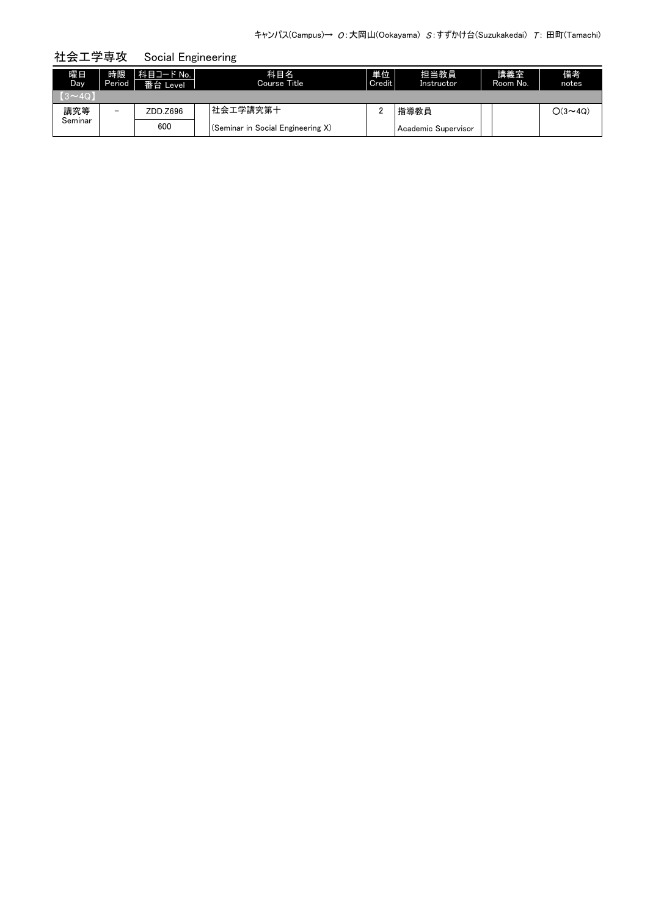キャンパス(Campus)→ O:大岡山(Ookayama) S:すずかけ台(Suzukakedai) T: 田町(Tamachi)

## 社会工学専攻　Social Engineering

| 曜日 Day | 時限 Period | 科目コード No. / 番台 Level | 科目名 Course Title | 単位 Credit | 担当教員 Instructor | 講義室 Room No. | 備考 notes |
|---|---|---|---|---|---|---|---|
| 【3～4Q】 | | | | | | | |
| 講究等 Seminar | － | ZDD.Z696 / 600 | 社会工学講究第十 (Seminar in Social Engineering X) | 2 | 指導教員 Academic Supervisor | | O(3～4Q) |